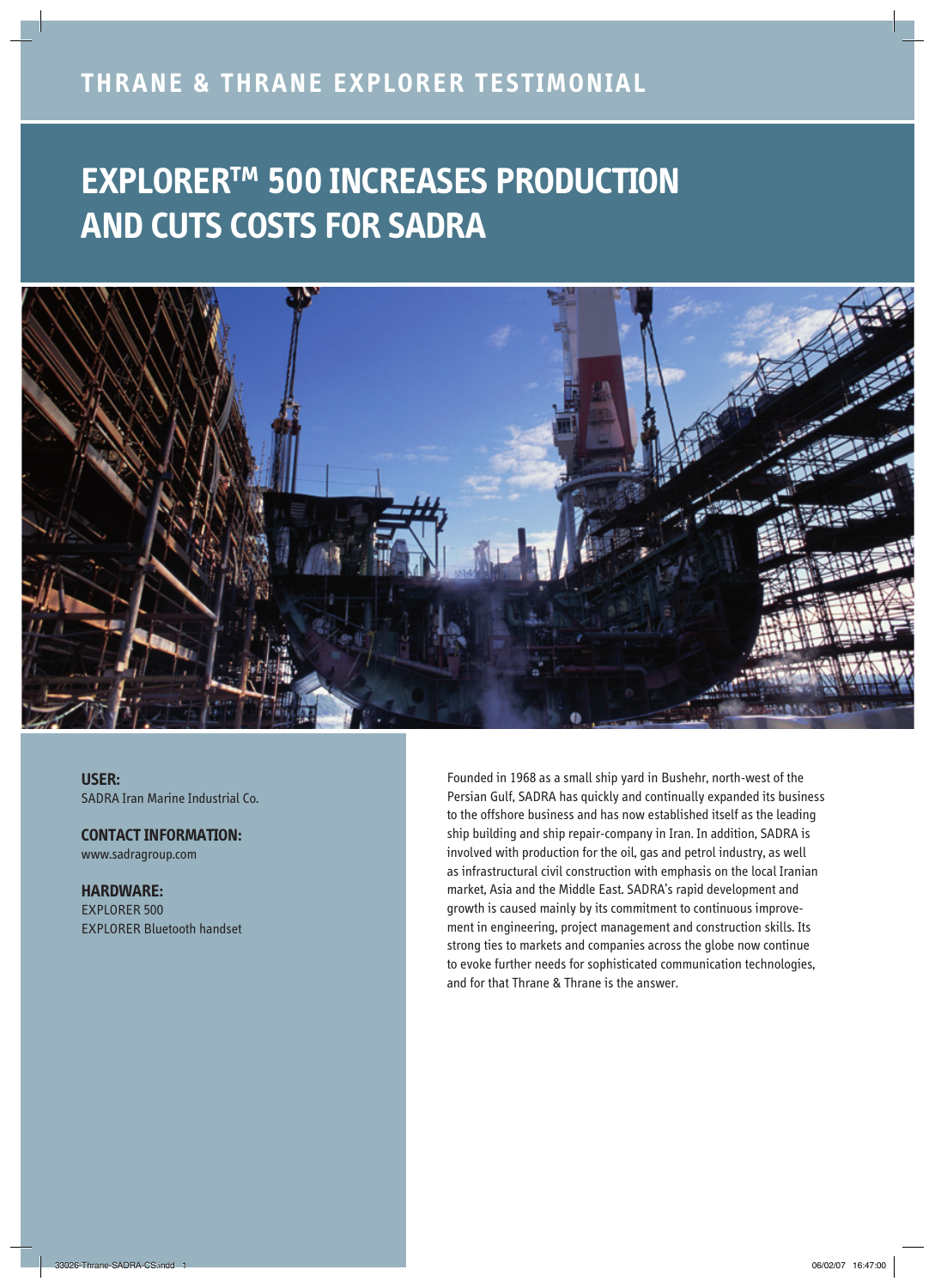THRANE & THRANE EXPLORER TESTIMONIAL

# EXPLORER™ 500 INCREASES PRODUCTION AND CUTS COSTS FOR SADRA

**USER:**
SADRA Iran Marine Industrial Co.

**CONTACT INFORMATION:**
www.sadragroup.com

**HARDWARE:**
EXPLORER 500
EXPLORER Bluetooth handset

Founded in 1968 as a small ship yard in Bushehr, north-west of the Persian Gulf, SADRA has quickly and continually expanded its business to the offshore business and has now established itself as the leading ship building and ship repair-company in Iran. In addition, SADRA is involved with production for the oil, gas and petrol industry, as well as infrastructural civil construction with emphasis on the local Iranian market, Asia and the Middle East. SADRA's rapid development and growth is caused mainly by its commitment to continuous improvement in engineering, project management and construction skills. Its strong ties to markets and companies across the globe now continue to evoke further needs for sophisticated communication technologies, and for that Thrane & Thrane is the answer.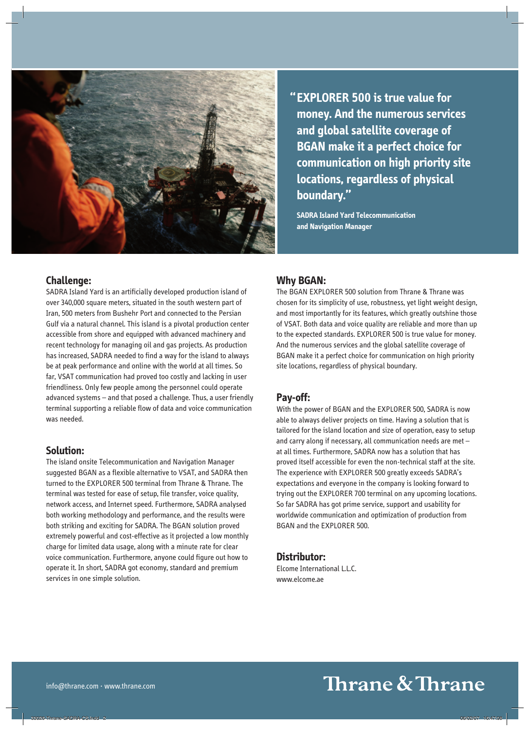> "EXPLORER 500 is true value for money. And the numerous services and global satellite coverage of BGAN make it a perfect choice for communication on high priority site locations, regardless of physical boundary."
>
> **SADRA Island Yard Telecommunication and Navigation Manager**

## Challenge:

SADRA Island Yard is an artificially developed production island of over 340,000 square meters, situated in the south western part of Iran, 500 meters from Bushehr Port and connected to the Persian Gulf via a natural channel. This island is a pivotal production center accessible from shore and equipped with advanced machinery and recent technology for managing oil and gas projects. As production has increased, SADRA needed to find a way for the island to always be at peak performance and online with the world at all times. So far, VSAT communication had proved too costly and lacking in user friendliness. Only few people among the personnel could operate advanced systems – and that posed a challenge. Thus, a user friendly terminal supporting a reliable flow of data and voice communication was needed.

## Solution:

The island onsite Telecommunication and Navigation Manager suggested BGAN as a flexible alternative to VSAT, and SADRA then turned to the EXPLORER 500 terminal from Thrane & Thrane. The terminal was tested for ease of setup, file transfer, voice quality, network access, and Internet speed. Furthermore, SADRA analysed both working methodology and performance, and the results were both striking and exciting for SADRA. The BGAN solution proved extremely powerful and cost-effective as it projected a low monthly charge for limited data usage, along with a minute rate for clear voice communication. Furthermore, anyone could figure out how to operate it. In short, SADRA got economy, standard and premium services in one simple solution.

## Why BGAN:

The BGAN EXPLORER 500 solution from Thrane & Thrane was chosen for its simplicity of use, robustness, yet light weight design, and most importantly for its features, which greatly outshine those of VSAT. Both data and voice quality are reliable and more than up to the expected standards. EXPLORER 500 is true value for money. And the numerous services and the global satellite coverage of BGAN make it a perfect choice for communication on high priority site locations, regardless of physical boundary.

## Pay-off:

With the power of BGAN and the EXPLORER 500, SADRA is now able to always deliver projects on time. Having a solution that is tailored for the island location and size of operation, easy to setup and carry along if necessary, all communication needs are met – at all times. Furthermore, SADRA now has a solution that has proved itself accessible for even the non-technical staff at the site. The experience with EXPLORER 500 greatly exceeds SADRA's expectations and everyone in the company is looking forward to trying out the EXPLORER 700 terminal on any upcoming locations. So far SADRA has got prime service, support and usability for worldwide communication and optimization of production from BGAN and the EXPLORER 500.

## Distributor:

Elcome International L.L.C.
www.elcome.ae

info@thrane.com · www.thrane.com

Thrane & Thrane